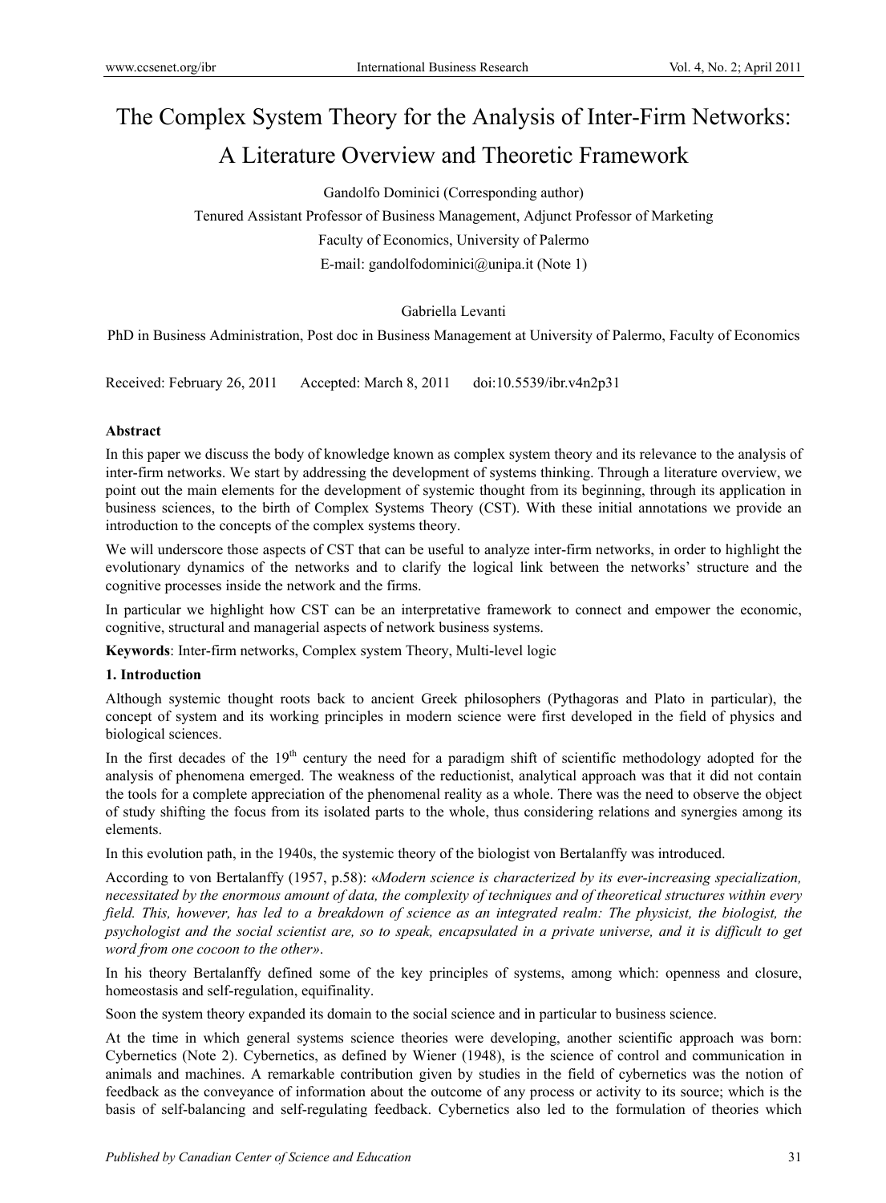# The Complex System Theory for the Analysis of Inter-Firm Networks: A Literature Overview and Theoretic Framework

Gandolfo Dominici (Corresponding author)

Tenured Assistant Professor of Business Management, Adjunct Professor of Marketing

Faculty of Economics, University of Palermo

E-mail: gandolfodominici@unipa.it (Note 1)

Gabriella Levanti

PhD in Business Administration, Post doc in Business Management at University of Palermo, Faculty of Economics

Received: February 26, 2011 Accepted: March 8, 2011 doi:10.5539/ibr.v4n2p31

**Abstract**

In this paper we discuss the body of knowledge known as complex system theory and its relevance to the analysis of inter-firm networks. We start by addressing the development of systems thinking. Through a literature overview, we point out the main elements for the development of systemic thought from its beginning, through its application in business sciences, to the birth of Complex Systems Theory (CST). With these initial annotations we provide an introduction to the concepts of the complex systems theory.

We will underscore those aspects of CST that can be useful to analyze inter-firm networks, in order to highlight the evolutionary dynamics of the networks and to clarify the logical link between the networks' structure and the cognitive processes inside the network and the firms.

In particular we highlight how CST can be an interpretative framework to connect and empower the economic, cognitive, structural and managerial aspects of network business systems.

**Keywords**: Inter-firm networks, Complex system Theory, Multi-level logic

## 1. Introduction

Although systemic thought roots back to ancient Greek philosophers (Pythagoras and Plato in particular), the concept of system and its working principles in modern science were first developed in the field of physics and biological sciences.

In the first decades of the 19th century the need for a paradigm shift of scientific methodology adopted for the analysis of phenomena emerged. The weakness of the reductionist, analytical approach was that it did not contain the tools for a complete appreciation of the phenomenal reality as a whole. There was the need to observe the object of study shifting the focus from its isolated parts to the whole, thus considering relations and synergies among its elements.

In this evolution path, in the 1940s, the systemic theory of the biologist von Bertalanffy was introduced.

According to von Bertalanffy (1957, p.58): «*Modern science is characterized by its ever-increasing specialization, necessitated by the enormous amount of data, the complexity of techniques and of theoretical structures within every field. This, however, has led to a breakdown of science as an integrated realm: The physicist, the biologist, the psychologist and the social scientist are, so to speak, encapsulated in a private universe, and it is difficult to get word from one cocoon to the other*».

In his theory Bertalanffy defined some of the key principles of systems, among which: openness and closure, homeostasis and self-regulation, equifinality.

Soon the system theory expanded its domain to the social science and in particular to business science.

At the time in which general systems science theories were developing, another scientific approach was born: Cybernetics (Note 2). Cybernetics, as defined by Wiener (1948), is the science of control and communication in animals and machines. A remarkable contribution given by studies in the field of cybernetics was the notion of feedback as the conveyance of information about the outcome of any process or activity to its source; which is the basis of self-balancing and self-regulating feedback. Cybernetics also led to the formulation of theories which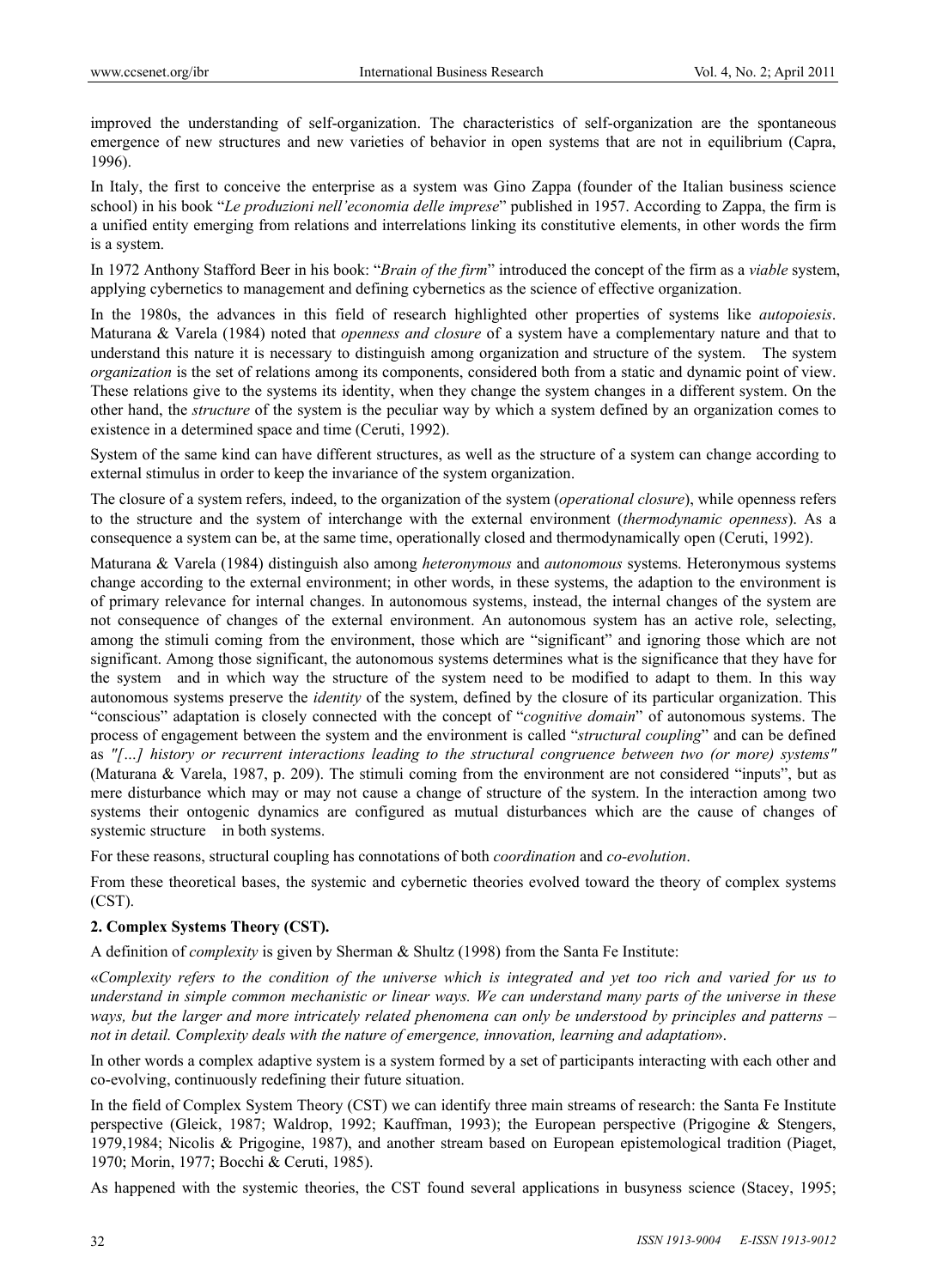improved the understanding of self-organization. The characteristics of self-organization are the spontaneous emergence of new structures and new varieties of behavior in open systems that are not in equilibrium (Capra, 1996).

In Italy, the first to conceive the enterprise as a system was Gino Zappa (founder of the Italian business science school) in his book "*Le produzioni nell'economia delle imprese*" published in 1957. According to Zappa, the firm is a unified entity emerging from relations and interrelations linking its constitutive elements, in other words the firm is a system.

In 1972 Anthony Stafford Beer in his book: "*Brain of the firm*" introduced the concept of the firm as a *viable* system, applying cybernetics to management and defining cybernetics as the science of effective organization.

In the 1980s, the advances in this field of research highlighted other properties of systems like *autopoiesis*. Maturana & Varela (1984) noted that *openness and closure* of a system have a complementary nature and that to understand this nature it is necessary to distinguish among organization and structure of the system. The system *organization* is the set of relations among its components, considered both from a static and dynamic point of view. These relations give to the systems its identity, when they change the system changes in a different system. On the other hand, the *structure* of the system is the peculiar way by which a system defined by an organization comes to existence in a determined space and time (Ceruti, 1992).

System of the same kind can have different structures, as well as the structure of a system can change according to external stimulus in order to keep the invariance of the system organization.

The closure of a system refers, indeed, to the organization of the system (*operational closure*), while openness refers to the structure and the system of interchange with the external environment (*thermodynamic openness*). As a consequence a system can be, at the same time, operationally closed and thermodynamically open (Ceruti, 1992).

Maturana & Varela (1984) distinguish also among *heteronymous* and *autonomous* systems. Heteronymous systems change according to the external environment; in other words, in these systems, the adaption to the environment is of primary relevance for internal changes. In autonomous systems, instead, the internal changes of the system are not consequence of changes of the external environment. An autonomous system has an active role, selecting, among the stimuli coming from the environment, those which are "significant" and ignoring those which are not significant. Among those significant, the autonomous systems determines what is the significance that they have for the system and in which way the structure of the system need to be modified to adapt to them. In this way autonomous systems preserve the *identity* of the system, defined by the closure of its particular organization. This "conscious" adaptation is closely connected with the concept of "*cognitive domain*" of autonomous systems. The process of engagement between the system and the environment is called "*structural coupling*" and can be defined as *"[…] history or recurrent interactions leading to the structural congruence between two (or more) systems"* (Maturana & Varela, 1987, p. 209). The stimuli coming from the environment are not considered "inputs", but as mere disturbance which may or may not cause a change of structure of the system. In the interaction among two systems their ontogenic dynamics are configured as mutual disturbances which are the cause of changes of systemic structure in both systems.

For these reasons, structural coupling has connotations of both *coordination* and *co-evolution*.

From these theoretical bases, the systemic and cybernetic theories evolved toward the theory of complex systems (CST).

## 2. Complex Systems Theory (CST).

A definition of *complexity* is given by Sherman & Shultz (1998) from the Santa Fe Institute:

«*Complexity refers to the condition of the universe which is integrated and yet too rich and varied for us to understand in simple common mechanistic or linear ways. We can understand many parts of the universe in these ways, but the larger and more intricately related phenomena can only be understood by principles and patterns – not in detail. Complexity deals with the nature of emergence, innovation, learning and adaptation*».

In other words a complex adaptive system is a system formed by a set of participants interacting with each other and co-evolving, continuously redefining their future situation.

In the field of Complex System Theory (CST) we can identify three main streams of research: the Santa Fe Institute perspective (Gleick, 1987; Waldrop, 1992; Kauffman, 1993); the European perspective (Prigogine & Stengers, 1979,1984; Nicolis & Prigogine, 1987), and another stream based on European epistemological tradition (Piaget, 1970; Morin, 1977; Bocchi & Ceruti, 1985).

As happened with the systemic theories, the CST found several applications in busyness science (Stacey, 1995;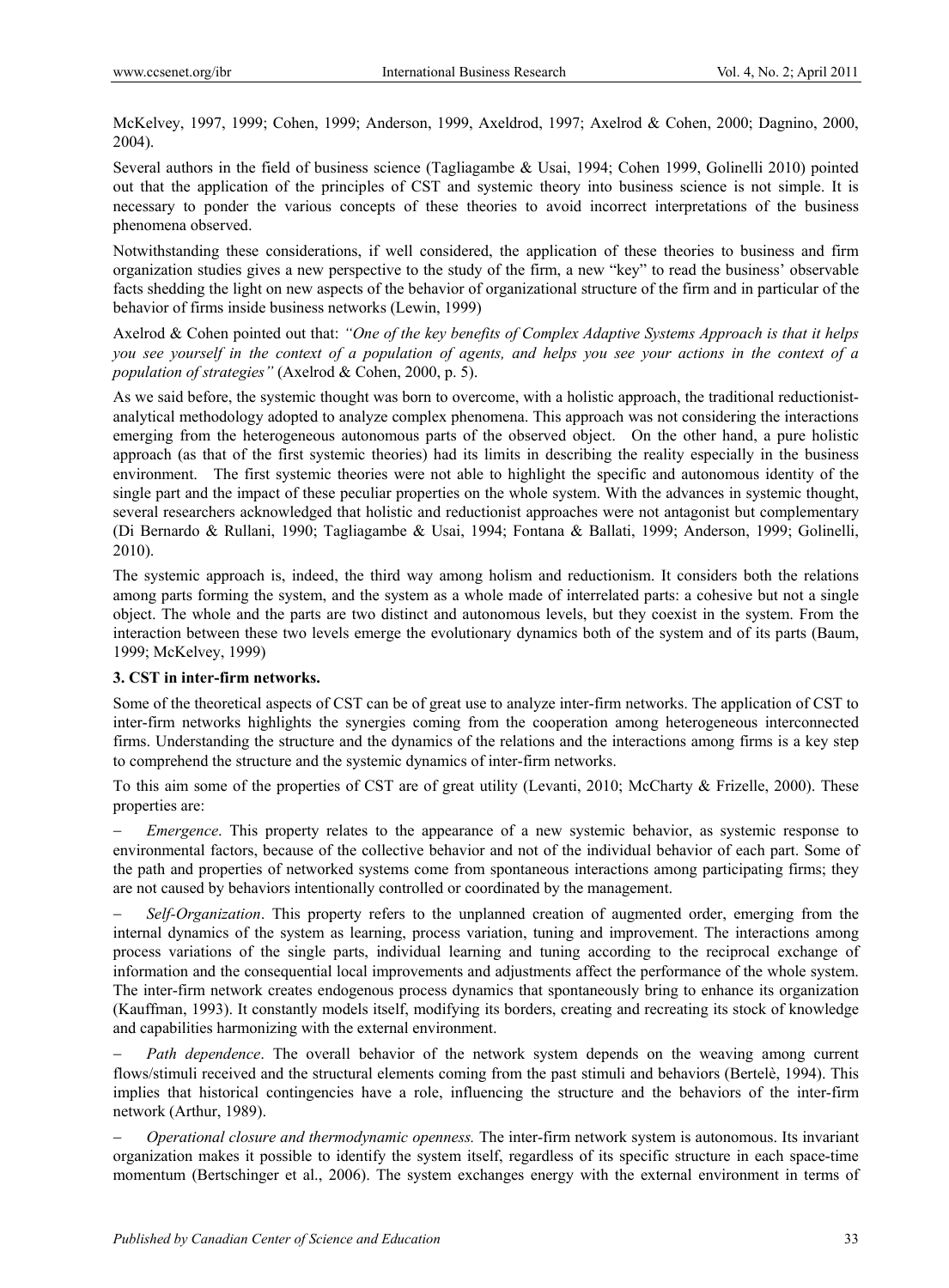McKelvey, 1997, 1999; Cohen, 1999; Anderson, 1999, Axeldrod, 1997; Axelrod & Cohen, 2000; Dagnino, 2000, 2004).

Several authors in the field of business science (Tagliagambe & Usai, 1994; Cohen 1999, Golinelli 2010) pointed out that the application of the principles of CST and systemic theory into business science is not simple. It is necessary to ponder the various concepts of these theories to avoid incorrect interpretations of the business phenomena observed.

Notwithstanding these considerations, if well considered, the application of these theories to business and firm organization studies gives a new perspective to the study of the firm, a new "key" to read the business' observable facts shedding the light on new aspects of the behavior of organizational structure of the firm and in particular of the behavior of firms inside business networks (Lewin, 1999)

Axelrod & Cohen pointed out that: *"One of the key benefits of Complex Adaptive Systems Approach is that it helps you see yourself in the context of a population of agents, and helps you see your actions in the context of a population of strategies"* (Axelrod & Cohen, 2000, p. 5).

As we said before, the systemic thought was born to overcome, with a holistic approach, the traditional reductionist-analytical methodology adopted to analyze complex phenomena. This approach was not considering the interactions emerging from the heterogeneous autonomous parts of the observed object. On the other hand, a pure holistic approach (as that of the first systemic theories) had its limits in describing the reality especially in the business environment. The first systemic theories were not able to highlight the specific and autonomous identity of the single part and the impact of these peculiar properties on the whole system. With the advances in systemic thought, several researchers acknowledged that holistic and reductionist approaches were not antagonist but complementary (Di Bernardo & Rullani, 1990; Tagliagambe & Usai, 1994; Fontana & Ballati, 1999; Anderson, 1999; Golinelli, 2010).

The systemic approach is, indeed, the third way among holism and reductionism. It considers both the relations among parts forming the system, and the system as a whole made of interrelated parts: a cohesive but not a single object. The whole and the parts are two distinct and autonomous levels, but they coexist in the system. From the interaction between these two levels emerge the evolutionary dynamics both of the system and of its parts (Baum, 1999; McKelvey, 1999)

### 3. CST in inter-firm networks.

Some of the theoretical aspects of CST can be of great use to analyze inter-firm networks. The application of CST to inter-firm networks highlights the synergies coming from the cooperation among heterogeneous interconnected firms. Understanding the structure and the dynamics of the relations and the interactions among firms is a key step to comprehend the structure and the systemic dynamics of inter-firm networks.

To this aim some of the properties of CST are of great utility (Levanti, 2010; McCharty & Frizelle, 2000). These properties are:

- *Emergence*. This property relates to the appearance of a new systemic behavior, as systemic response to environmental factors, because of the collective behavior and not of the individual behavior of each part. Some of the path and properties of networked systems come from spontaneous interactions among participating firms; they are not caused by behaviors intentionally controlled or coordinated by the management.
- *Self-Organization*. This property refers to the unplanned creation of augmented order, emerging from the internal dynamics of the system as learning, process variation, tuning and improvement. The interactions among process variations of the single parts, individual learning and tuning according to the reciprocal exchange of information and the consequential local improvements and adjustments affect the performance of the whole system. The inter-firm network creates endogenous process dynamics that spontaneously bring to enhance its organization (Kauffman, 1993). It constantly models itself, modifying its borders, creating and recreating its stock of knowledge and capabilities harmonizing with the external environment.
- *Path dependence*. The overall behavior of the network system depends on the weaving among current flows/stimuli received and the structural elements coming from the past stimuli and behaviors (Bertelè, 1994). This implies that historical contingencies have a role, influencing the structure and the behaviors of the inter-firm network (Arthur, 1989).
- *Operational closure and thermodynamic openness.* The inter-firm network system is autonomous. Its invariant organization makes it possible to identify the system itself, regardless of its specific structure in each space-time momentum (Bertschinger et al., 2006). The system exchanges energy with the external environment in terms of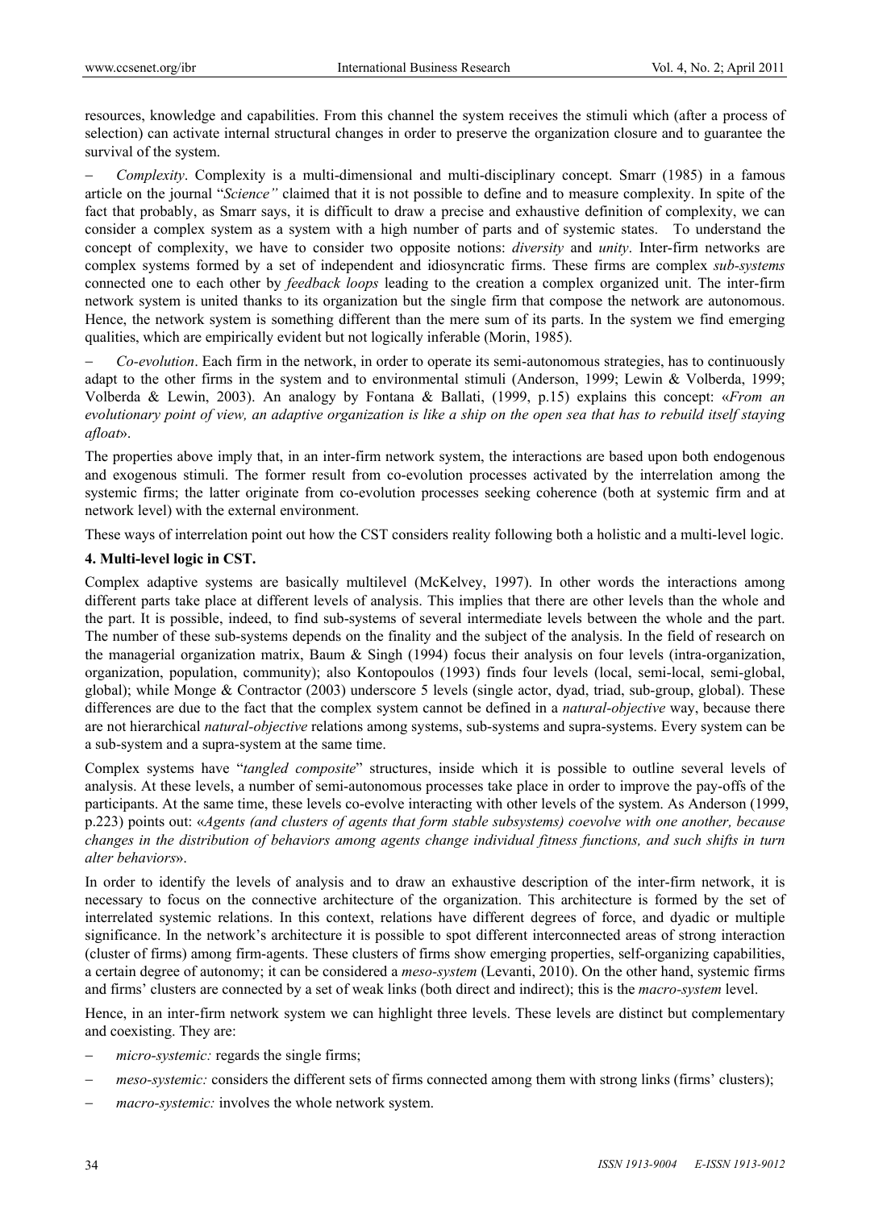resources, knowledge and capabilities. From this channel the system receives the stimuli which (after a process of selection) can activate internal structural changes in order to preserve the organization closure and to guarantee the survival of the system.

- *Complexity*. Complexity is a multi-dimensional and multi-disciplinary concept. Smarr (1985) in a famous article on the journal "*Science"* claimed that it is not possible to define and to measure complexity. In spite of the fact that probably, as Smarr says, it is difficult to draw a precise and exhaustive definition of complexity, we can consider a complex system as a system with a high number of parts and of systemic states. To understand the concept of complexity, we have to consider two opposite notions: *diversity* and *unity*. Inter-firm networks are complex systems formed by a set of independent and idiosyncratic firms. These firms are complex *sub-systems* connected one to each other by *feedback loops* leading to the creation a complex organized unit. The inter-firm network system is united thanks to its organization but the single firm that compose the network are autonomous. Hence, the network system is something different than the mere sum of its parts. In the system we find emerging qualities, which are empirically evident but not logically inferable (Morin, 1985).

- *Co-evolution*. Each firm in the network, in order to operate its semi-autonomous strategies, has to continuously adapt to the other firms in the system and to environmental stimuli (Anderson, 1999; Lewin & Volberda, 1999; Volberda & Lewin, 2003). An analogy by Fontana & Ballati, (1999, p.15) explains this concept: «*From an evolutionary point of view, an adaptive organization is like a ship on the open sea that has to rebuild itself staying afloat*».

The properties above imply that, in an inter-firm network system, the interactions are based upon both endogenous and exogenous stimuli. The former result from co-evolution processes activated by the interrelation among the systemic firms; the latter originate from co-evolution processes seeking coherence (both at systemic firm and at network level) with the external environment.

These ways of interrelation point out how the CST considers reality following both a holistic and a multi-level logic.

## 4. Multi-level logic in CST.

Complex adaptive systems are basically multilevel (McKelvey, 1997). In other words the interactions among different parts take place at different levels of analysis. This implies that there are other levels than the whole and the part. It is possible, indeed, to find sub-systems of several intermediate levels between the whole and the part. The number of these sub-systems depends on the finality and the subject of the analysis. In the field of research on the managerial organization matrix, Baum & Singh (1994) focus their analysis on four levels (intra-organization, organization, population, community); also Kontopoulos (1993) finds four levels (local, semi-local, semi-global, global); while Monge & Contractor (2003) underscore 5 levels (single actor, dyad, triad, sub-group, global). These differences are due to the fact that the complex system cannot be defined in a *natural-objective* way, because there are not hierarchical *natural-objective* relations among systems, sub-systems and supra-systems. Every system can be a sub-system and a supra-system at the same time.

Complex systems have "*tangled composite*" structures, inside which it is possible to outline several levels of analysis. At these levels, a number of semi-autonomous processes take place in order to improve the pay-offs of the participants. At the same time, these levels co-evolve interacting with other levels of the system. As Anderson (1999, p.223) points out: «*Agents (and clusters of agents that form stable subsystems) coevolve with one another, because changes in the distribution of behaviors among agents change individual fitness functions, and such shifts in turn alter behaviors*».

In order to identify the levels of analysis and to draw an exhaustive description of the inter-firm network, it is necessary to focus on the connective architecture of the organization. This architecture is formed by the set of interrelated systemic relations. In this context, relations have different degrees of force, and dyadic or multiple significance. In the network's architecture it is possible to spot different interconnected areas of strong interaction (cluster of firms) among firm-agents. These clusters of firms show emerging properties, self-organizing capabilities, a certain degree of autonomy; it can be considered a *meso-system* (Levanti, 2010). On the other hand, systemic firms and firms' clusters are connected by a set of weak links (both direct and indirect); this is the *macro-system* level.

Hence, in an inter-firm network system we can highlight three levels. These levels are distinct but complementary and coexisting. They are:

- *micro-systemic:* regards the single firms;
- *meso-systemic:* considers the different sets of firms connected among them with strong links (firms' clusters);
- *macro-systemic:* involves the whole network system.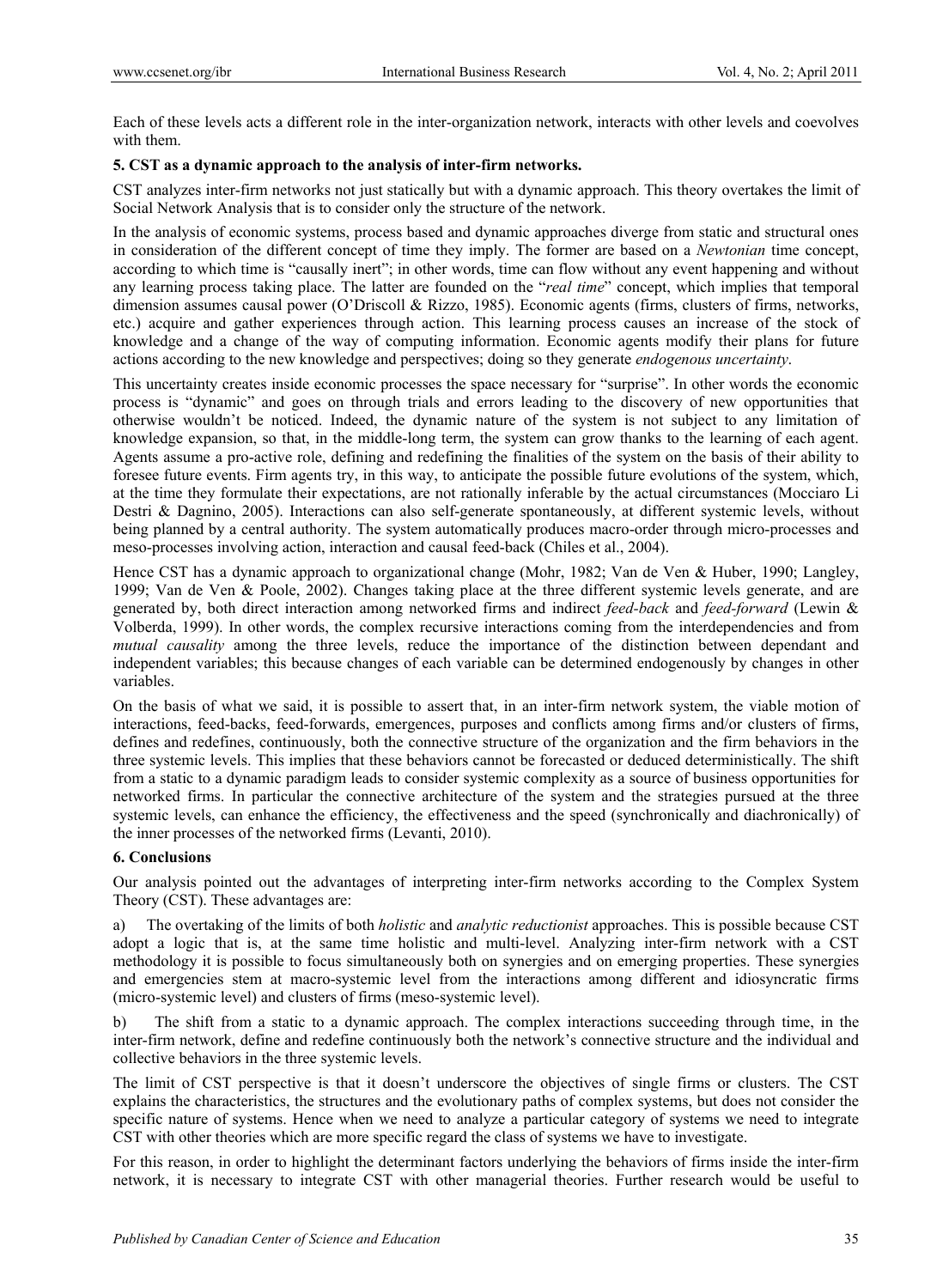Each of these levels acts a different role in the inter-organization network, interacts with other levels and coevolves with them.

### 5. CST as a dynamic approach to the analysis of inter-firm networks.

CST analyzes inter-firm networks not just statically but with a dynamic approach. This theory overtakes the limit of Social Network Analysis that is to consider only the structure of the network.

In the analysis of economic systems, process based and dynamic approaches diverge from static and structural ones in consideration of the different concept of time they imply. The former are based on a *Newtonian* time concept, according to which time is "causally inert"; in other words, time can flow without any event happening and without any learning process taking place. The latter are founded on the "*real time*" concept, which implies that temporal dimension assumes causal power (O'Driscoll & Rizzo, 1985). Economic agents (firms, clusters of firms, networks, etc.) acquire and gather experiences through action. This learning process causes an increase of the stock of knowledge and a change of the way of computing information. Economic agents modify their plans for future actions according to the new knowledge and perspectives; doing so they generate *endogenous uncertainty*.

This uncertainty creates inside economic processes the space necessary for "surprise". In other words the economic process is "dynamic" and goes on through trials and errors leading to the discovery of new opportunities that otherwise wouldn't be noticed. Indeed, the dynamic nature of the system is not subject to any limitation of knowledge expansion, so that, in the middle-long term, the system can grow thanks to the learning of each agent. Agents assume a pro-active role, defining and redefining the finalities of the system on the basis of their ability to foresee future events. Firm agents try, in this way, to anticipate the possible future evolutions of the system, which, at the time they formulate their expectations, are not rationally inferable by the actual circumstances (Mocciaro Li Destri & Dagnino, 2005). Interactions can also self-generate spontaneously, at different systemic levels, without being planned by a central authority. The system automatically produces macro-order through micro-processes and meso-processes involving action, interaction and causal feed-back (Chiles et al., 2004).

Hence CST has a dynamic approach to organizational change (Mohr, 1982; Van de Ven & Huber, 1990; Langley, 1999; Van de Ven & Poole, 2002). Changes taking place at the three different systemic levels generate, and are generated by, both direct interaction among networked firms and indirect *feed-back* and *feed-forward* (Lewin & Volberda, 1999). In other words, the complex recursive interactions coming from the interdependencies and from *mutual causality* among the three levels, reduce the importance of the distinction between dependant and independent variables; this because changes of each variable can be determined endogenously by changes in other variables.

On the basis of what we said, it is possible to assert that, in an inter-firm network system, the viable motion of interactions, feed-backs, feed-forwards, emergences, purposes and conflicts among firms and/or clusters of firms, defines and redefines, continuously, both the connective structure of the organization and the firm behaviors in the three systemic levels. This implies that these behaviors cannot be forecasted or deduced deterministically. The shift from a static to a dynamic paradigm leads to consider systemic complexity as a source of business opportunities for networked firms. In particular the connective architecture of the system and the strategies pursued at the three systemic levels, can enhance the efficiency, the effectiveness and the speed (synchronically and diachronically) of the inner processes of the networked firms (Levanti, 2010).

### 6. Conclusions

Our analysis pointed out the advantages of interpreting inter-firm networks according to the Complex System Theory (CST). These advantages are:

a) The overtaking of the limits of both *holistic* and *analytic reductionist* approaches. This is possible because CST adopt a logic that is, at the same time holistic and multi-level. Analyzing inter-firm network with a CST methodology it is possible to focus simultaneously both on synergies and on emerging properties. These synergies and emergencies stem at macro-systemic level from the interactions among different and idiosyncratic firms (micro-systemic level) and clusters of firms (meso-systemic level).

b) The shift from a static to a dynamic approach. The complex interactions succeeding through time, in the inter-firm network, define and redefine continuously both the network's connective structure and the individual and collective behaviors in the three systemic levels.

The limit of CST perspective is that it doesn't underscore the objectives of single firms or clusters. The CST explains the characteristics, the structures and the evolutionary paths of complex systems, but does not consider the specific nature of systems. Hence when we need to analyze a particular category of systems we need to integrate CST with other theories which are more specific regard the class of systems we have to investigate.

For this reason, in order to highlight the determinant factors underlying the behaviors of firms inside the inter-firm network, it is necessary to integrate CST with other managerial theories. Further research would be useful to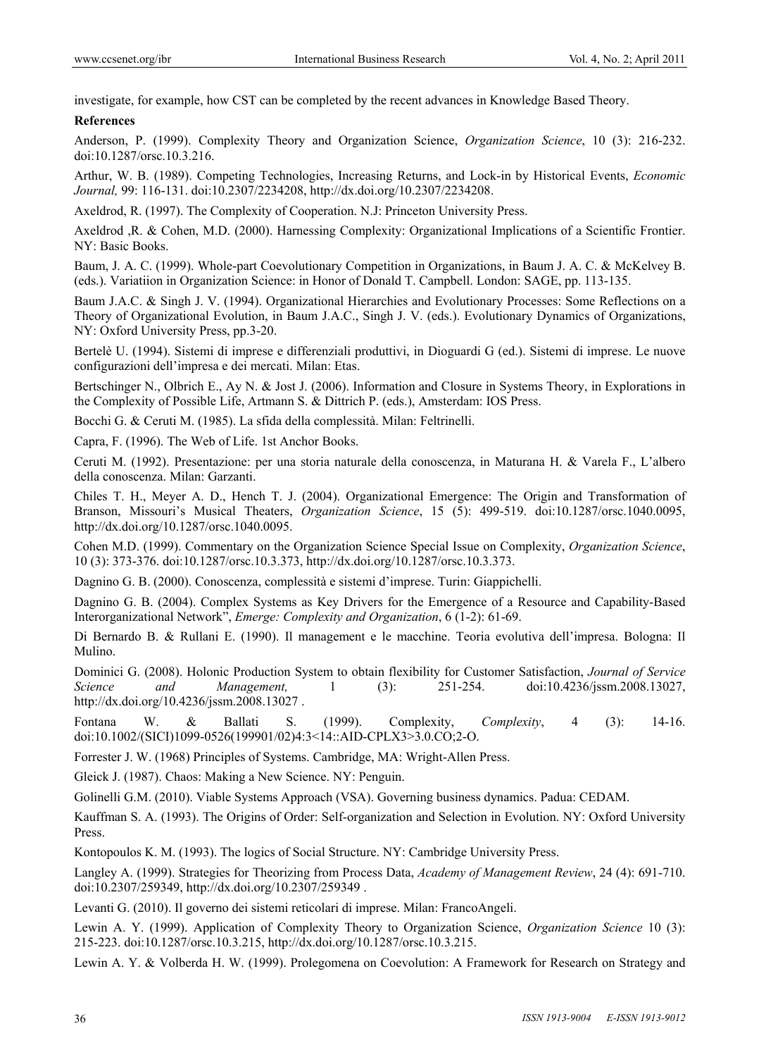investigate, for example, how CST can be completed by the recent advances in Knowledge Based Theory.

**References**

Anderson, P. (1999). Complexity Theory and Organization Science, *Organization Science*, 10 (3): 216-232. doi:10.1287/orsc.10.3.216.

Arthur, W. B. (1989). Competing Technologies, Increasing Returns, and Lock-in by Historical Events, *Economic Journal,* 99: 116-131. doi:10.2307/2234208, http://dx.doi.org/10.2307/2234208.

Axeldrod, R. (1997). The Complexity of Cooperation. N.J: Princeton University Press.

Axeldrod ,R. & Cohen, M.D. (2000). Harnessing Complexity: Organizational Implications of a Scientific Frontier. NY: Basic Books.

Baum, J. A. C. (1999). Whole-part Coevolutionary Competition in Organizations, in Baum J. A. C. & McKelvey B. (eds.). Variatiion in Organization Science: in Honor of Donald T. Campbell. London: SAGE, pp. 113-135.

Baum J.A.C. & Singh J. V. (1994). Organizational Hierarchies and Evolutionary Processes: Some Reflections on a Theory of Organizational Evolution, in Baum J.A.C., Singh J. V. (eds.). Evolutionary Dynamics of Organizations, NY: Oxford University Press, pp.3-20.

Bertelè U. (1994). Sistemi di imprese e differenziali produttivi, in Dioguardi G (ed.). Sistemi di imprese. Le nuove configurazioni dell'impresa e dei mercati. Milan: Etas.

Bertschinger N., Olbrich E., Ay N. & Jost J. (2006). Information and Closure in Systems Theory, in Explorations in the Complexity of Possible Life, Artmann S. & Dittrich P. (eds.), Amsterdam: IOS Press.

Bocchi G. & Ceruti M. (1985). La sfida della complessità. Milan: Feltrinelli.

Capra, F. (1996). The Web of Life. 1st Anchor Books.

Ceruti M. (1992). Presentazione: per una storia naturale della conoscenza, in Maturana H. & Varela F., L'albero della conoscenza. Milan: Garzanti.

Chiles T. H., Meyer A. D., Hench T. J. (2004). Organizational Emergence: The Origin and Transformation of Branson, Missouri's Musical Theaters, *Organization Science*, 15 (5): 499-519. doi:10.1287/orsc.1040.0095, http://dx.doi.org/10.1287/orsc.1040.0095.

Cohen M.D. (1999). Commentary on the Organization Science Special Issue on Complexity, *Organization Science*, 10 (3): 373-376. doi:10.1287/orsc.10.3.373, http://dx.doi.org/10.1287/orsc.10.3.373.

Dagnino G. B. (2000). Conoscenza, complessità e sistemi d'imprese. Turin: Giappichelli.

Dagnino G. B. (2004). Complex Systems as Key Drivers for the Emergence of a Resource and Capability-Based Interorganizational Network", *Emerge: Complexity and Organization*, 6 (1-2): 61-69.

Di Bernardo B. & Rullani E. (1990). Il management e le macchine. Teoria evolutiva dell'impresa. Bologna: Il Mulino.

Dominici G. (2008). Holonic Production System to obtain flexibility for Customer Satisfaction, *Journal of Service Science and Management,* 1 (3): 251-254. doi:10.4236/jssm.2008.13027, http://dx.doi.org/10.4236/jssm.2008.13027 .

Fontana W. & Ballati S. (1999). Complexity, *Complexity*, 4 (3): 14-16. doi:10.1002/(SICI)1099-0526(199901/02)4:3<14::AID-CPLX3>3.0.CO;2-O.

Forrester J. W. (1968) Principles of Systems. Cambridge, MA: Wright-Allen Press.

Gleick J. (1987). Chaos: Making a New Science. NY: Penguin.

Golinelli G.M. (2010). Viable Systems Approach (VSA). Governing business dynamics. Padua: CEDAM.

Kauffman S. A. (1993). The Origins of Order: Self-organization and Selection in Evolution. NY: Oxford University Press.

Kontopoulos K. M. (1993). The logics of Social Structure. NY: Cambridge University Press.

Langley A. (1999). Strategies for Theorizing from Process Data, *Academy of Management Review*, 24 (4): 691-710. doi:10.2307/259349, http://dx.doi.org/10.2307/259349 .

Levanti G. (2010). Il governo dei sistemi reticolari di imprese. Milan: FrancoAngeli.

Lewin A. Y. (1999). Application of Complexity Theory to Organization Science, *Organization Science* 10 (3): 215-223. doi:10.1287/orsc.10.3.215, http://dx.doi.org/10.1287/orsc.10.3.215.

Lewin A. Y. & Volberda H. W. (1999). Prolegomena on Coevolution: A Framework for Research on Strategy and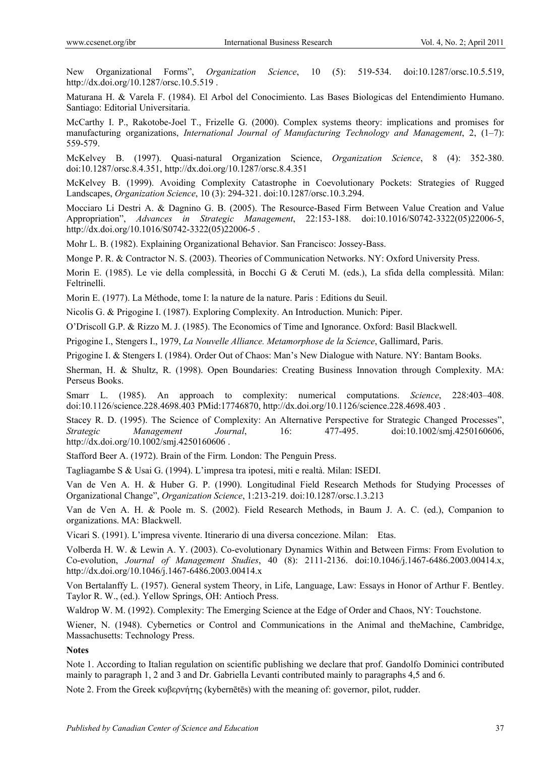New Organizational Forms", *Organization Science*, 10 (5): 519-534. doi:10.1287/orsc.10.5.519, http://dx.doi.org/10.1287/orsc.10.5.519 .

Maturana H. & Varela F. (1984). El Arbol del Conocimiento. Las Bases Biologicas del Entendimiento Humano. Santiago: Editorial Universitaria.

McCarthy I. P., Rakotobe-Joel T., Frizelle G. (2000). Complex systems theory: implications and promises for manufacturing organizations, *International Journal of Manufacturing Technology and Management*, 2, (1–7): 559-579.

McKelvey B. (1997). Quasi-natural Organization Science, *Organization Science*, 8 (4): 352-380. doi:10.1287/orsc.8.4.351, http://dx.doi.org/10.1287/orsc.8.4.351

McKelvey B. (1999). Avoiding Complexity Catastrophe in Coevolutionary Pockets: Strategies of Rugged Landscapes, *Organization Science*, 10 (3): 294-321. doi:10.1287/orsc.10.3.294.

Mocciaro Li Destri A. & Dagnino G. B. (2005). The Resource-Based Firm Between Value Creation and Value Appropriation", *Advances in Strategic Management*, 22:153-188. doi:10.1016/S0742-3322(05)22006-5, http://dx.doi.org/10.1016/S0742-3322(05)22006-5 .

Mohr L. B. (1982). Explaining Organizational Behavior. San Francisco: Jossey-Bass.

Monge P. R. & Contractor N. S. (2003). Theories of Communication Networks. NY: Oxford University Press.

Morin E. (1985). Le vie della complessità, in Bocchi G & Ceruti M. (eds.), La sfida della complessità. Milan: Feltrinelli.

Morin E. (1977). La Méthode, tome I: la nature de la nature. Paris : Editions du Seuil.

Nicolis G. & Prigogine I. (1987). Exploring Complexity. An Introduction. Munich: Piper.

O'Driscoll G.P. & Rizzo M. J. (1985). The Economics of Time and Ignorance. Oxford: Basil Blackwell.

Prigogine I., Stengers I., 1979, *La Nouvelle Alliance. Metamorphose de la Science*, Gallimard, Paris.

Prigogine I. & Stengers I. (1984). Order Out of Chaos: Man's New Dialogue with Nature. NY: Bantam Books.

Sherman, H. & Shultz, R. (1998). Open Boundaries: Creating Business Innovation through Complexity. MA: Perseus Books.

Smarr L. (1985). An approach to complexity: numerical computations. *Science*, 228:403–408. doi:10.1126/science.228.4698.403 PMid:17746870, http://dx.doi.org/10.1126/science.228.4698.403 .

Stacey R. D. (1995). The Science of Complexity: An Alternative Perspective for Strategic Changed Processes", *Strategic Management Journal*, 16: 477-495. doi:10.1002/smj.4250160606, http://dx.doi.org/10.1002/smj.4250160606 .

Stafford Beer A. (1972). Brain of the Firm*.* London: The Penguin Press.

Tagliagambe S & Usai G. (1994). L'impresa tra ipotesi, miti e realtà. Milan: ISEDI.

Van de Ven A. H. & Huber G. P. (1990). Longitudinal Field Research Methods for Studying Processes of Organizational Change", *Organization Science*, 1:213-219. doi:10.1287/orsc.1.3.213

Van de Ven A. H. & Poole m. S. (2002). Field Research Methods, in Baum J. A. C. (ed.), Companion to organizations. MA: Blackwell.

Vicari S. (1991). L'impresa vivente. Itinerario di una diversa concezione. Milan: Etas.

Volberda H. W. & Lewin A. Y. (2003). Co-evolutionary Dynamics Within and Between Firms: From Evolution to Co-evolution, *Journal of Management Studies*, 40 (8): 2111-2136. doi:10.1046/j.1467-6486.2003.00414.x, http://dx.doi.org/10.1046/j.1467-6486.2003.00414.x

Von Bertalanffy L. (1957). General system Theory, in Life, Language, Law: Essays in Honor of Arthur F. Bentley. Taylor R. W., (ed.). Yellow Springs, OH: Antioch Press.

Waldrop W. M. (1992). Complexity: The Emerging Science at the Edge of Order and Chaos, NY: Touchstone.

Wiener, N. (1948). Cybernetics or Control and Communications in the Animal and theMachine, Cambridge, Massachusetts: Technology Press.

**Notes**

Note 1. According to Italian regulation on scientific publishing we declare that prof. Gandolfo Dominici contributed mainly to paragraph 1, 2 and 3 and Dr. Gabriella Levanti contributed mainly to paragraphs 4,5 and 6.

Note 2. From the Greek κυβερνήτης (kybernētēs) with the meaning of: governor, pilot, rudder.